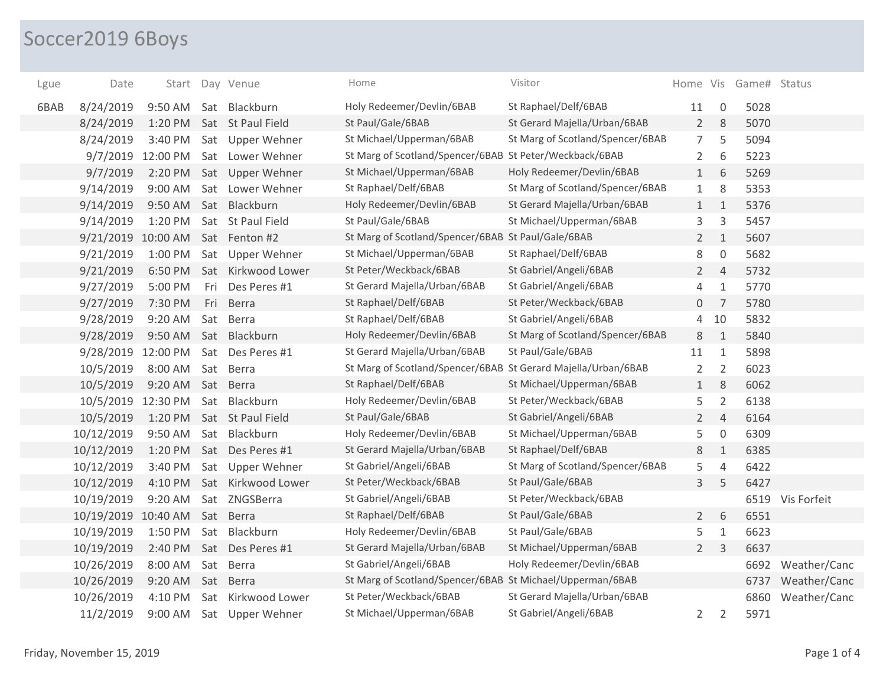# Soccer2019 6Boys

| Lgue | Date | Start | Day | Venue | Home | Visitor | Home | Vis | Game# | Status |
|---|---|---|---|---|---|---|---|---|---|---|
| 6BAB | 8/24/2019 | 9:50 AM | Sat | Blackburn | Holy Redeemer/Devlin/6BAB | St Raphael/Delf/6BAB | 11 | 0 | 5028 | |
| | 8/24/2019 | 1:20 PM | Sat | St Paul Field | St Paul/Gale/6BAB | St Gerard Majella/Urban/6BAB | 2 | 8 | 5070 | |
| | 8/24/2019 | 3:40 PM | Sat | Upper Wehner | St Michael/Upperman/6BAB | St Marg of Scotland/Spencer/6BAB | 7 | 5 | 5094 | |
| | 9/7/2019 | 12:00 PM | Sat | Lower Wehner | St Marg of Scotland/Spencer/6BAB | St Peter/Weckback/6BAB | 2 | 6 | 5223 | |
| | 9/7/2019 | 2:20 PM | Sat | Upper Wehner | St Michael/Upperman/6BAB | Holy Redeemer/Devlin/6BAB | 1 | 6 | 5269 | |
| | 9/14/2019 | 9:00 AM | Sat | Lower Wehner | St Raphael/Delf/6BAB | St Marg of Scotland/Spencer/6BAB | 1 | 8 | 5353 | |
| | 9/14/2019 | 9:50 AM | Sat | Blackburn | Holy Redeemer/Devlin/6BAB | St Gerard Majella/Urban/6BAB | 1 | 1 | 5376 | |
| | 9/14/2019 | 1:20 PM | Sat | St Paul Field | St Paul/Gale/6BAB | St Michael/Upperman/6BAB | 3 | 3 | 5457 | |
| | 9/21/2019 | 10:00 AM | Sat | Fenton #2 | St Marg of Scotland/Spencer/6BAB | St Paul/Gale/6BAB | 2 | 1 | 5607 | |
| | 9/21/2019 | 1:00 PM | Sat | Upper Wehner | St Michael/Upperman/6BAB | St Raphael/Delf/6BAB | 8 | 0 | 5682 | |
| | 9/21/2019 | 6:50 PM | Sat | Kirkwood Lower | St Peter/Weckback/6BAB | St Gabriel/Angeli/6BAB | 2 | 4 | 5732 | |
| | 9/27/2019 | 5:00 PM | Fri | Des Peres #1 | St Gerard Majella/Urban/6BAB | St Gabriel/Angeli/6BAB | 4 | 1 | 5770 | |
| | 9/27/2019 | 7:30 PM | Fri | Berra | St Raphael/Delf/6BAB | St Peter/Weckback/6BAB | 0 | 7 | 5780 | |
| | 9/28/2019 | 9:20 AM | Sat | Berra | St Raphael/Delf/6BAB | St Gabriel/Angeli/6BAB | 4 | 10 | 5832 | |
| | 9/28/2019 | 9:50 AM | Sat | Blackburn | Holy Redeemer/Devlin/6BAB | St Marg of Scotland/Spencer/6BAB | 8 | 1 | 5840 | |
| | 9/28/2019 | 12:00 PM | Sat | Des Peres #1 | St Gerard Majella/Urban/6BAB | St Paul/Gale/6BAB | 11 | 1 | 5898 | |
| | 10/5/2019 | 8:00 AM | Sat | Berra | St Marg of Scotland/Spencer/6BAB | St Gerard Majella/Urban/6BAB | 2 | 2 | 6023 | |
| | 10/5/2019 | 9:20 AM | Sat | Berra | St Raphael/Delf/6BAB | St Michael/Upperman/6BAB | 1 | 8 | 6062 | |
| | 10/5/2019 | 12:30 PM | Sat | Blackburn | Holy Redeemer/Devlin/6BAB | St Peter/Weckback/6BAB | 5 | 2 | 6138 | |
| | 10/5/2019 | 1:20 PM | Sat | St Paul Field | St Paul/Gale/6BAB | St Gabriel/Angeli/6BAB | 2 | 4 | 6164 | |
| | 10/12/2019 | 9:50 AM | Sat | Blackburn | Holy Redeemer/Devlin/6BAB | St Michael/Upperman/6BAB | 5 | 0 | 6309 | |
| | 10/12/2019 | 1:20 PM | Sat | Des Peres #1 | St Gerard Majella/Urban/6BAB | St Raphael/Delf/6BAB | 8 | 1 | 6385 | |
| | 10/12/2019 | 3:40 PM | Sat | Upper Wehner | St Gabriel/Angeli/6BAB | St Marg of Scotland/Spencer/6BAB | 5 | 4 | 6422 | |
| | 10/12/2019 | 4:10 PM | Sat | Kirkwood Lower | St Peter/Weckback/6BAB | St Paul/Gale/6BAB | 3 | 5 | 6427 | |
| | 10/19/2019 | 9:20 AM | Sat | ZNGSBerra | St Gabriel/Angeli/6BAB | St Peter/Weckback/6BAB | | | 6519 | Vis Forfeit |
| | 10/19/2019 | 10:40 AM | Sat | Berra | St Raphael/Delf/6BAB | St Paul/Gale/6BAB | 2 | 6 | 6551 | |
| | 10/19/2019 | 1:50 PM | Sat | Blackburn | Holy Redeemer/Devlin/6BAB | St Paul/Gale/6BAB | 5 | 1 | 6623 | |
| | 10/19/2019 | 2:40 PM | Sat | Des Peres #1 | St Gerard Majella/Urban/6BAB | St Michael/Upperman/6BAB | 2 | 3 | 6637 | |
| | 10/26/2019 | 8:00 AM | Sat | Berra | St Gabriel/Angeli/6BAB | Holy Redeemer/Devlin/6BAB | | | 6692 | Weather/Canc |
| | 10/26/2019 | 9:20 AM | Sat | Berra | St Marg of Scotland/Spencer/6BAB | St Michael/Upperman/6BAB | | | 6737 | Weather/Canc |
| | 10/26/2019 | 4:10 PM | Sat | Kirkwood Lower | St Peter/Weckback/6BAB | St Gerard Majella/Urban/6BAB | | | 6860 | Weather/Canc |
| | 11/2/2019 | 9:00 AM | Sat | Upper Wehner | St Michael/Upperman/6BAB | St Gabriel/Angeli/6BAB | 2 | 2 | 5971 | |

Friday, November 15, 2019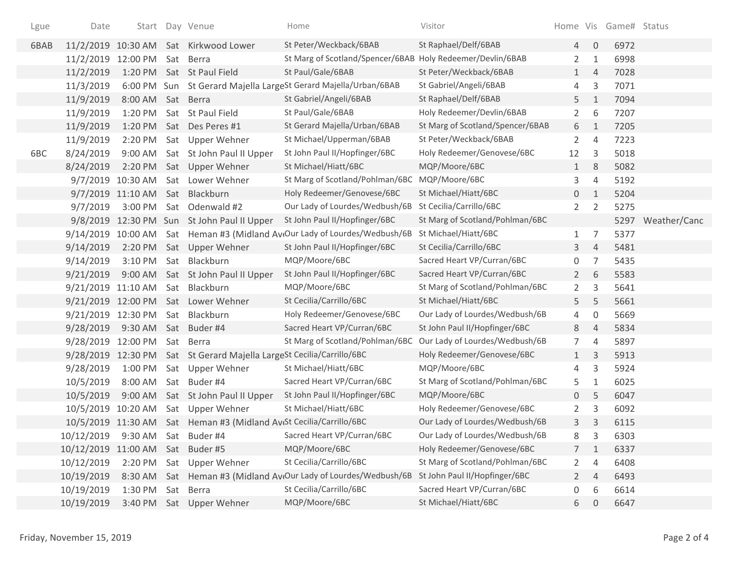| Lgue | Date | Start | Day | Venue | Home | Visitor | Home | Vis | Game# | Status |
|---|---|---|---|---|---|---|---|---|---|---|
| 6BAB | 11/2/2019 | 10:30 AM | Sat | Kirkwood Lower | St Peter/Weckback/6BAB | St Raphael/Delf/6BAB | 4 | 0 | 6972 | |
| | 11/2/2019 | 12:00 PM | Sat | Berra | St Marg of Scotland/Spencer/6BAB | Holy Redeemer/Devlin/6BAB | 2 | 1 | 6998 | |
| | 11/2/2019 | 1:20 PM | Sat | St Paul Field | St Paul/Gale/6BAB | St Peter/Weckback/6BAB | 1 | 4 | 7028 | |
| | 11/3/2019 | 6:00 PM | Sun | St Gerard Majella Large | St Gerard Majella/Urban/6BAB | St Gabriel/Angeli/6BAB | 4 | 3 | 7071 | |
| | 11/9/2019 | 8:00 AM | Sat | Berra | St Gabriel/Angeli/6BAB | St Raphael/Delf/6BAB | 5 | 1 | 7094 | |
| | 11/9/2019 | 1:20 PM | Sat | St Paul Field | St Paul/Gale/6BAB | Holy Redeemer/Devlin/6BAB | 2 | 6 | 7207 | |
| | 11/9/2019 | 1:20 PM | Sat | Des Peres #1 | St Gerard Majella/Urban/6BAB | St Marg of Scotland/Spencer/6BAB | 6 | 1 | 7205 | |
| | 11/9/2019 | 2:20 PM | Sat | Upper Wehner | St Michael/Upperman/6BAB | St Peter/Weckback/6BAB | 2 | 4 | 7223 | |
| 6BC | 8/24/2019 | 9:00 AM | Sat | St John Paul II Upper | St John Paul II/Hopfinger/6BC | Holy Redeemer/Genovese/6BC | 12 | 3 | 5018 | |
| | 8/24/2019 | 2:20 PM | Sat | Upper Wehner | St Michael/Hiatt/6BC | MQP/Moore/6BC | 1 | 8 | 5082 | |
| | 9/7/2019 | 10:30 AM | Sat | Lower Wehner | St Marg of Scotland/Pohlman/6BC | MQP/Moore/6BC | 3 | 4 | 5192 | |
| | 9/7/2019 | 11:10 AM | Sat | Blackburn | Holy Redeemer/Genovese/6BC | St Michael/Hiatt/6BC | 0 | 1 | 5204 | |
| | 9/7/2019 | 3:00 PM | Sat | Odenwald #2 | Our Lady of Lourdes/Wedbush/6B | St Cecilia/Carrillo/6BC | 2 | 2 | 5275 | |
| | 9/8/2019 | 12:30 PM | Sun | St John Paul II Upper | St John Paul II/Hopfinger/6BC | St Marg of Scotland/Pohlman/6BC | | | 5297 | Weather/Canc |
| | 9/14/2019 | 10:00 AM | Sat | Heman #3 (Midland Av | Our Lady of Lourdes/Wedbush/6B | St Michael/Hiatt/6BC | 1 | 7 | 5377 | |
| | 9/14/2019 | 2:20 PM | Sat | Upper Wehner | St John Paul II/Hopfinger/6BC | St Cecilia/Carrillo/6BC | 3 | 4 | 5481 | |
| | 9/14/2019 | 3:10 PM | Sat | Blackburn | MQP/Moore/6BC | Sacred Heart VP/Curran/6BC | 0 | 7 | 5435 | |
| | 9/21/2019 | 9:00 AM | Sat | St John Paul II Upper | St John Paul II/Hopfinger/6BC | Sacred Heart VP/Curran/6BC | 2 | 6 | 5583 | |
| | 9/21/2019 | 11:10 AM | Sat | Blackburn | MQP/Moore/6BC | St Marg of Scotland/Pohlman/6BC | 2 | 3 | 5641 | |
| | 9/21/2019 | 12:00 PM | Sat | Lower Wehner | St Cecilia/Carrillo/6BC | St Michael/Hiatt/6BC | 5 | 5 | 5661 | |
| | 9/21/2019 | 12:30 PM | Sat | Blackburn | Holy Redeemer/Genovese/6BC | Our Lady of Lourdes/Wedbush/6B | 4 | 0 | 5669 | |
| | 9/28/2019 | 9:30 AM | Sat | Buder #4 | Sacred Heart VP/Curran/6BC | St John Paul II/Hopfinger/6BC | 8 | 4 | 5834 | |
| | 9/28/2019 | 12:00 PM | Sat | Berra | St Marg of Scotland/Pohlman/6BC | Our Lady of Lourdes/Wedbush/6B | 7 | 4 | 5897 | |
| | 9/28/2019 | 12:30 PM | Sat | St Gerard Majella Large | St Cecilia/Carrillo/6BC | Holy Redeemer/Genovese/6BC | 1 | 3 | 5913 | |
| | 9/28/2019 | 1:00 PM | Sat | Upper Wehner | St Michael/Hiatt/6BC | MQP/Moore/6BC | 4 | 3 | 5924 | |
| | 10/5/2019 | 8:00 AM | Sat | Buder #4 | Sacred Heart VP/Curran/6BC | St Marg of Scotland/Pohlman/6BC | 5 | 1 | 6025 | |
| | 10/5/2019 | 9:00 AM | Sat | St John Paul II Upper | St John Paul II/Hopfinger/6BC | MQP/Moore/6BC | 0 | 5 | 6047 | |
| | 10/5/2019 | 10:20 AM | Sat | Upper Wehner | St Michael/Hiatt/6BC | Holy Redeemer/Genovese/6BC | 2 | 3 | 6092 | |
| | 10/5/2019 | 11:30 AM | Sat | Heman #3 (Midland Av | St Cecilia/Carrillo/6BC | Our Lady of Lourdes/Wedbush/6B | 3 | 3 | 6115 | |
| | 10/12/2019 | 9:30 AM | Sat | Buder #4 | Sacred Heart VP/Curran/6BC | Our Lady of Lourdes/Wedbush/6B | 8 | 3 | 6303 | |
| | 10/12/2019 | 11:00 AM | Sat | Buder #5 | MQP/Moore/6BC | Holy Redeemer/Genovese/6BC | 7 | 1 | 6337 | |
| | 10/12/2019 | 2:20 PM | Sat | Upper Wehner | St Cecilia/Carrillo/6BC | St Marg of Scotland/Pohlman/6BC | 2 | 4 | 6408 | |
| | 10/19/2019 | 8:30 AM | Sat | Heman #3 (Midland Av | Our Lady of Lourdes/Wedbush/6B | St John Paul II/Hopfinger/6BC | 2 | 4 | 6493 | |
| | 10/19/2019 | 1:30 PM | Sat | Berra | St Cecilia/Carrillo/6BC | Sacred Heart VP/Curran/6BC | 0 | 6 | 6614 | |
| | 10/19/2019 | 3:40 PM | Sat | Upper Wehner | MQP/Moore/6BC | St Michael/Hiatt/6BC | 6 | 0 | 6647 | |

Friday, November 15, 2019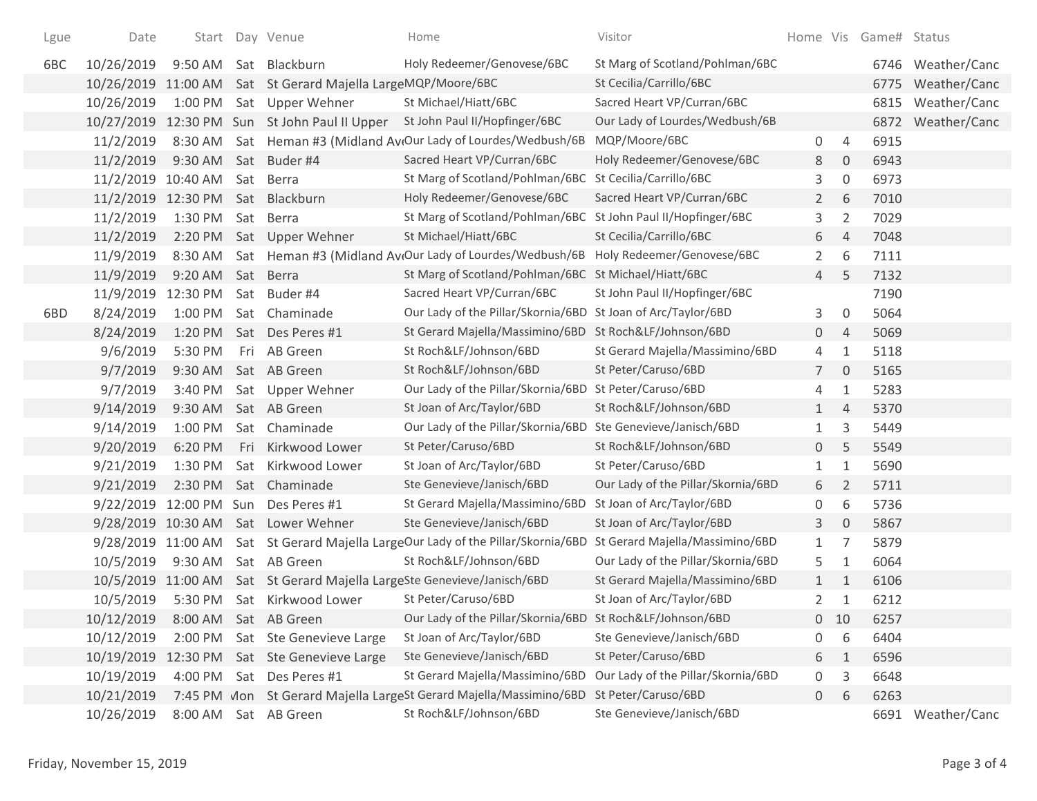| Lgue | Date | Start | Day | Venue | Home | Visitor | Home | Vis | Game# | Status |
|---|---|---|---|---|---|---|---|---|---|---|
| 6BC | 10/26/2019 | 9:50 AM | Sat | Blackburn | Holy Redeemer/Genovese/6BC | St Marg of Scotland/Pohlman/6BC | | | 6746 | Weather/Canc |
| | 10/26/2019 | 11:00 AM | Sat | St Gerard Majella Large | MQP/Moore/6BC | St Cecilia/Carrillo/6BC | | | 6775 | Weather/Canc |
| | 10/26/2019 | 1:00 PM | Sat | Upper Wehner | St Michael/Hiatt/6BC | Sacred Heart VP/Curran/6BC | | | 6815 | Weather/Canc |
| | 10/27/2019 | 12:30 PM | Sun | St John Paul II Upper | St John Paul II/Hopfinger/6BC | Our Lady of Lourdes/Wedbush/6B | | | 6872 | Weather/Canc |
| | 11/2/2019 | 8:30 AM | Sat | Heman #3 (Midland Av | Our Lady of Lourdes/Wedbush/6B | MQP/Moore/6BC | 0 | 4 | 6915 | |
| | 11/2/2019 | 9:30 AM | Sat | Buder #4 | Sacred Heart VP/Curran/6BC | Holy Redeemer/Genovese/6BC | 8 | 0 | 6943 | |
| | 11/2/2019 | 10:40 AM | Sat | Berra | St Marg of Scotland/Pohlman/6BC | St Cecilia/Carrillo/6BC | 3 | 0 | 6973 | |
| | 11/2/2019 | 12:30 PM | Sat | Blackburn | Holy Redeemer/Genovese/6BC | Sacred Heart VP/Curran/6BC | 2 | 6 | 7010 | |
| | 11/2/2019 | 1:30 PM | Sat | Berra | St Marg of Scotland/Pohlman/6BC | St John Paul II/Hopfinger/6BC | 3 | 2 | 7029 | |
| | 11/2/2019 | 2:20 PM | Sat | Upper Wehner | St Michael/Hiatt/6BC | St Cecilia/Carrillo/6BC | 6 | 4 | 7048 | |
| | 11/9/2019 | 8:30 AM | Sat | Heman #3 (Midland Av | Our Lady of Lourdes/Wedbush/6B | Holy Redeemer/Genovese/6BC | 2 | 6 | 7111 | |
| | 11/9/2019 | 9:20 AM | Sat | Berra | St Marg of Scotland/Pohlman/6BC | St Michael/Hiatt/6BC | 4 | 5 | 7132 | |
| | 11/9/2019 | 12:30 PM | Sat | Buder #4 | Sacred Heart VP/Curran/6BC | St John Paul II/Hopfinger/6BC | | | 7190 | |
| 6BD | 8/24/2019 | 1:00 PM | Sat | Chaminade | Our Lady of the Pillar/Skornia/6BD | St Joan of Arc/Taylor/6BD | 3 | 0 | 5064 | |
| | 8/24/2019 | 1:20 PM | Sat | Des Peres #1 | St Gerard Majella/Massimino/6BD | St Roch&LF/Johnson/6BD | 0 | 4 | 5069 | |
| | 9/6/2019 | 5:30 PM | Fri | AB Green | St Roch&LF/Johnson/6BD | St Gerard Majella/Massimino/6BD | 4 | 1 | 5118 | |
| | 9/7/2019 | 9:30 AM | Sat | AB Green | St Roch&LF/Johnson/6BD | St Peter/Caruso/6BD | 7 | 0 | 5165 | |
| | 9/7/2019 | 3:40 PM | Sat | Upper Wehner | Our Lady of the Pillar/Skornia/6BD | St Peter/Caruso/6BD | 4 | 1 | 5283 | |
| | 9/14/2019 | 9:30 AM | Sat | AB Green | St Joan of Arc/Taylor/6BD | St Roch&LF/Johnson/6BD | 1 | 4 | 5370 | |
| | 9/14/2019 | 1:00 PM | Sat | Chaminade | Our Lady of the Pillar/Skornia/6BD | Ste Genevieve/Janisch/6BD | 1 | 3 | 5449 | |
| | 9/20/2019 | 6:20 PM | Fri | Kirkwood Lower | St Peter/Caruso/6BD | St Roch&LF/Johnson/6BD | 0 | 5 | 5549 | |
| | 9/21/2019 | 1:30 PM | Sat | Kirkwood Lower | St Joan of Arc/Taylor/6BD | St Peter/Caruso/6BD | 1 | 1 | 5690 | |
| | 9/21/2019 | 2:30 PM | Sat | Chaminade | Ste Genevieve/Janisch/6BD | Our Lady of the Pillar/Skornia/6BD | 6 | 2 | 5711 | |
| | 9/22/2019 | 12:00 PM | Sun | Des Peres #1 | St Gerard Majella/Massimino/6BD | St Joan of Arc/Taylor/6BD | 0 | 6 | 5736 | |
| | 9/28/2019 | 10:30 AM | Sat | Lower Wehner | Ste Genevieve/Janisch/6BD | St Joan of Arc/Taylor/6BD | 3 | 0 | 5867 | |
| | 9/28/2019 | 11:00 AM | Sat | St Gerard Majella Large | Our Lady of the Pillar/Skornia/6BD | St Gerard Majella/Massimino/6BD | 1 | 7 | 5879 | |
| | 10/5/2019 | 9:30 AM | Sat | AB Green | St Roch&LF/Johnson/6BD | Our Lady of the Pillar/Skornia/6BD | 5 | 1 | 6064 | |
| | 10/5/2019 | 11:00 AM | Sat | St Gerard Majella Large | Ste Genevieve/Janisch/6BD | St Gerard Majella/Massimino/6BD | 1 | 1 | 6106 | |
| | 10/5/2019 | 5:30 PM | Sat | Kirkwood Lower | St Peter/Caruso/6BD | St Joan of Arc/Taylor/6BD | 2 | 1 | 6212 | |
| | 10/12/2019 | 8:00 AM | Sat | AB Green | Our Lady of the Pillar/Skornia/6BD | St Roch&LF/Johnson/6BD | 0 | 10 | 6257 | |
| | 10/12/2019 | 2:00 PM | Sat | Ste Genevieve Large | St Joan of Arc/Taylor/6BD | Ste Genevieve/Janisch/6BD | 0 | 6 | 6404 | |
| | 10/19/2019 | 12:30 PM | Sat | Ste Genevieve Large | Ste Genevieve/Janisch/6BD | St Peter/Caruso/6BD | 6 | 1 | 6596 | |
| | 10/19/2019 | 4:00 PM | Sat | Des Peres #1 | St Gerard Majella/Massimino/6BD | Our Lady of the Pillar/Skornia/6BD | 0 | 3 | 6648 | |
| | 10/21/2019 | 7:45 PM | Mon | St Gerard Majella Large | St Gerard Majella/Massimino/6BD | St Peter/Caruso/6BD | 0 | 6 | 6263 | |
| | 10/26/2019 | 8:00 AM | Sat | AB Green | St Roch&LF/Johnson/6BD | Ste Genevieve/Janisch/6BD | | | 6691 | Weather/Canc |

Friday, November 15, 2019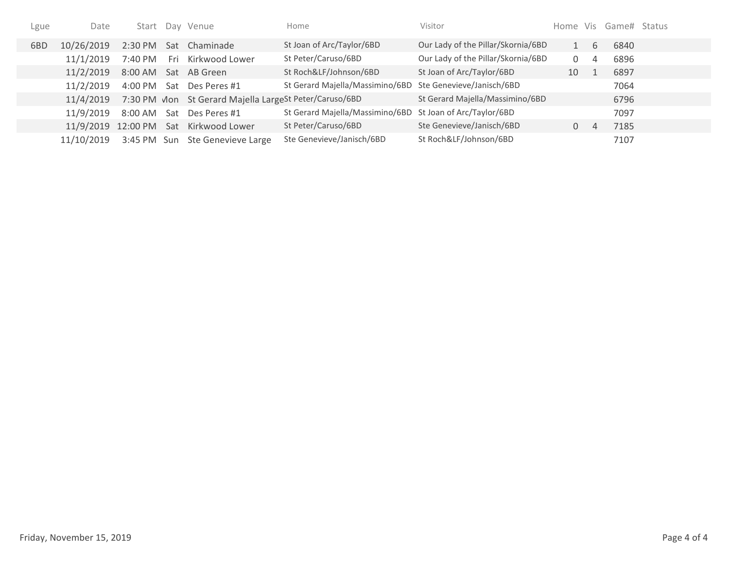| Lgue | Date | Start | Day | Venue | Home | Visitor | Home | Vis | Game# | Status |
|---|---|---|---|---|---|---|---|---|---|---|
| 6BD | 10/26/2019 | 2:30 PM | Sat | Chaminade | St Joan of Arc/Taylor/6BD | Our Lady of the Pillar/Skornia/6BD | 1 | 6 | 6840 | |
| | 11/1/2019 | 7:40 PM | Fri | Kirkwood Lower | St Peter/Caruso/6BD | Our Lady of the Pillar/Skornia/6BD | 0 | 4 | 6896 | |
| | 11/2/2019 | 8:00 AM | Sat | AB Green | St Roch&LF/Johnson/6BD | St Joan of Arc/Taylor/6BD | 10 | 1 | 6897 | |
| | 11/2/2019 | 4:00 PM | Sat | Des Peres #1 | St Gerard Majella/Massimino/6BD | Ste Genevieve/Janisch/6BD | | | 7064 | |
| | 11/4/2019 | 7:30 PM | Mon | St Gerard Majella Large | St Peter/Caruso/6BD | St Gerard Majella/Massimino/6BD | | | 6796 | |
| | 11/9/2019 | 8:00 AM | Sat | Des Peres #1 | St Gerard Majella/Massimino/6BD | St Joan of Arc/Taylor/6BD | | | 7097 | |
| | 11/9/2019 | 12:00 PM | Sat | Kirkwood Lower | St Peter/Caruso/6BD | Ste Genevieve/Janisch/6BD | 0 | 4 | 7185 | |
| | 11/10/2019 | 3:45 PM | Sun | Ste Genevieve Large | Ste Genevieve/Janisch/6BD | St Roch&LF/Johnson/6BD | | | 7107 | |

Friday, November 15, 2019